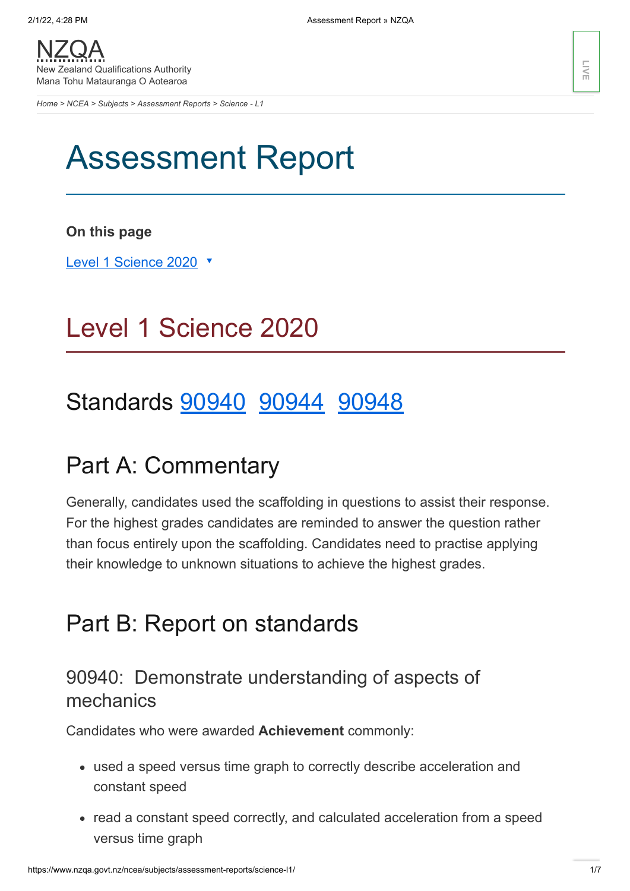NZQA
New Zealand Qualifications Authority
Mana Tohu Matauranga O Aotearoa

Home > NCEA > Subjects > Assessment Reports > Science - L1

# Assessment Report

**On this page**

Level 1 Science 2020

## Level 1 Science 2020

## Standards 90940 90944 90948

## Part A: Commentary

Generally, candidates used the scaffolding in questions to assist their response. For the highest grades candidates are reminded to answer the question rather than focus entirely upon the scaffolding. Candidates need to practise applying their knowledge to unknown situations to achieve the highest grades.

## Part B: Report on standards

### 90940: Demonstrate understanding of aspects of mechanics

Candidates who were awarded **Achievement** commonly:

- used a speed versus time graph to correctly describe acceleration and constant speed
- read a constant speed correctly, and calculated acceleration from a speed versus time graph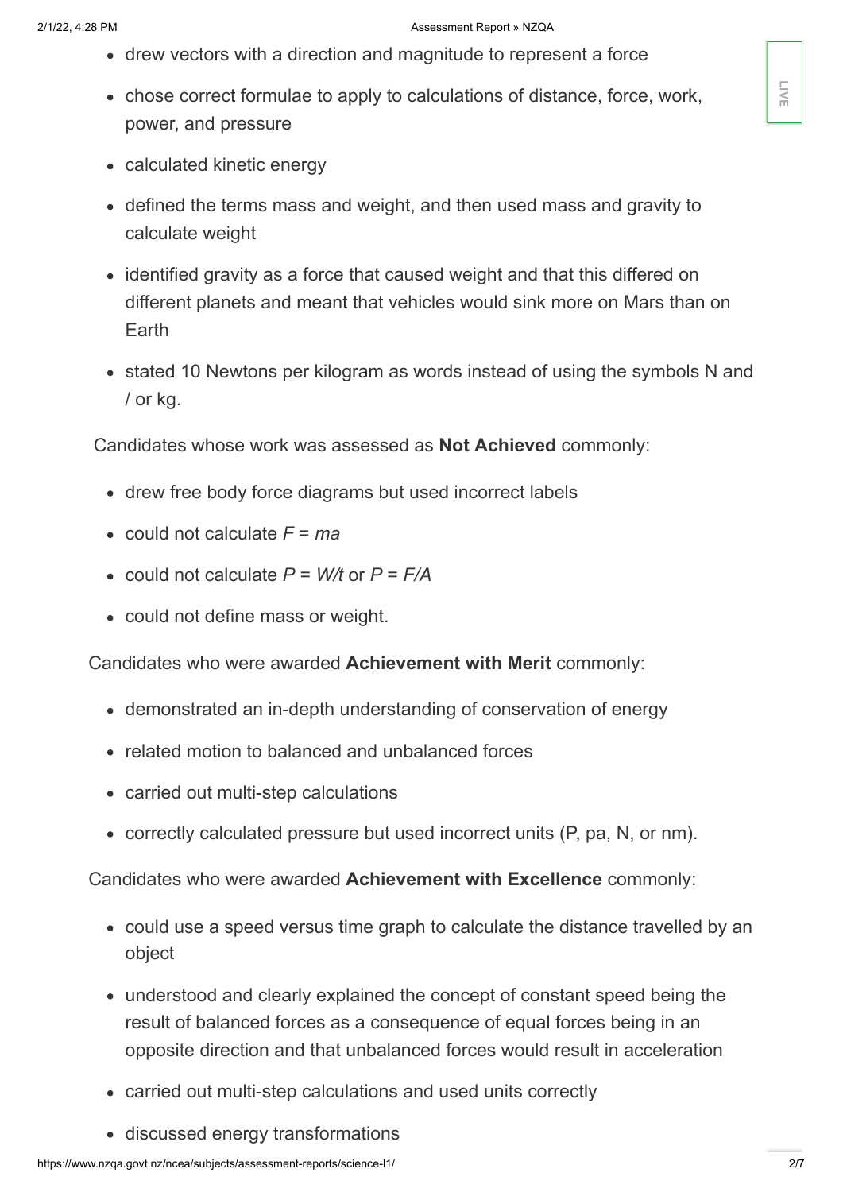- drew vectors with a direction and magnitude to represent a force
- chose correct formulae to apply to calculations of distance, force, work, power, and pressure
- calculated kinetic energy
- defined the terms mass and weight, and then used mass and gravity to calculate weight
- identified gravity as a force that caused weight and that this differed on different planets and meant that vehicles would sink more on Mars than on Earth
- stated 10 Newtons per kilogram as words instead of using the symbols N and / or kg.

Candidates whose work was assessed as **Not Achieved** commonly:

- drew free body force diagrams but used incorrect labels
- could not calculate $F = ma$
- could not calculate $P = W/t$ or $P = F/A$
- could not define mass or weight.

Candidates who were awarded **Achievement with Merit** commonly:

- demonstrated an in-depth understanding of conservation of energy
- related motion to balanced and unbalanced forces
- carried out multi-step calculations
- correctly calculated pressure but used incorrect units (P, pa, N, or nm).

Candidates who were awarded **Achievement with Excellence** commonly:

- could use a speed versus time graph to calculate the distance travelled by an object
- understood and clearly explained the concept of constant speed being the result of balanced forces as a consequence of equal forces being in an opposite direction and that unbalanced forces would result in acceleration
- carried out multi-step calculations and used units correctly
- discussed energy transformations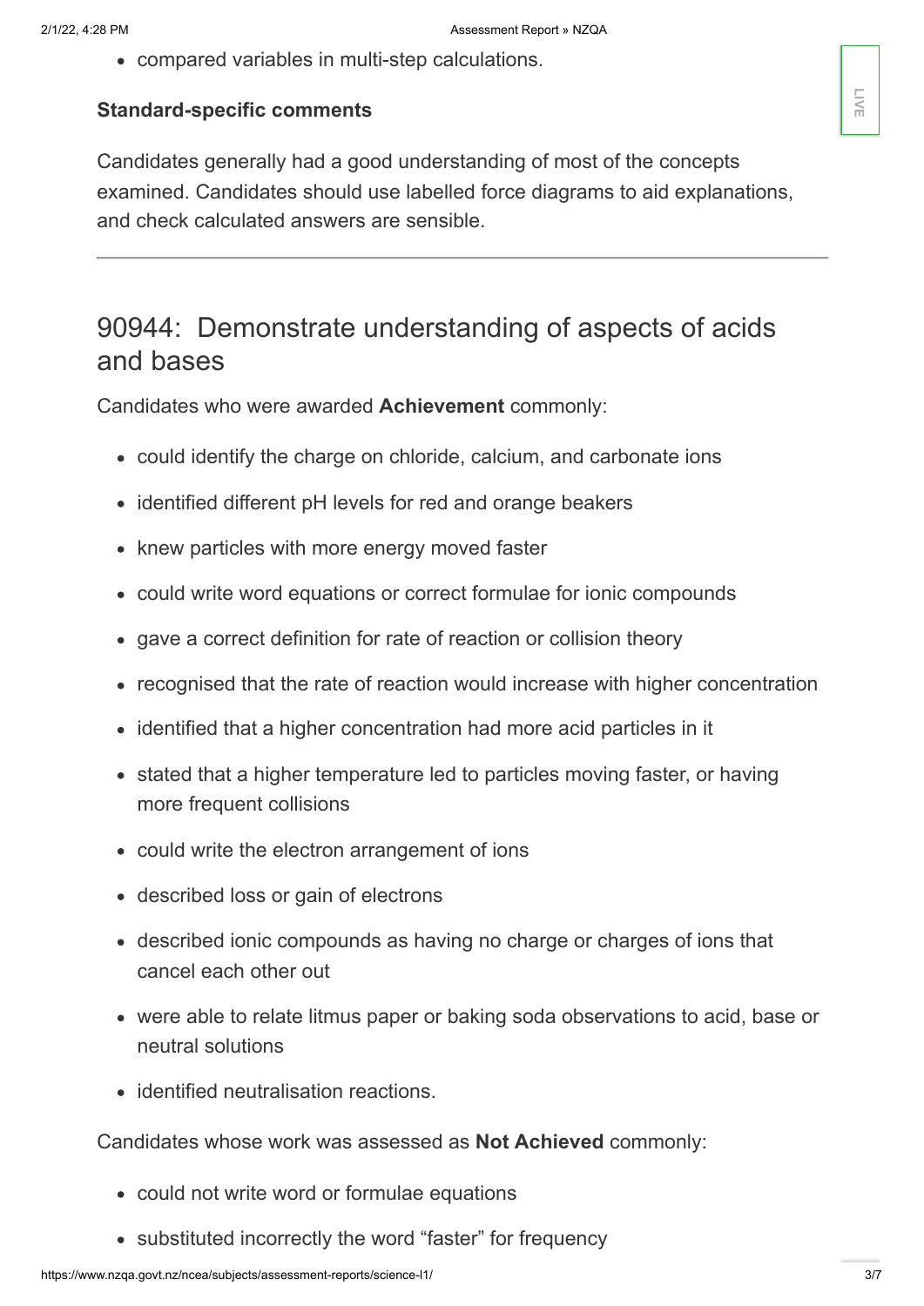- compared variables in multi-step calculations.

**Standard-specific comments**

Candidates generally had a good understanding of most of the concepts examined. Candidates should use labelled force diagrams to aid explanations, and check calculated answers are sensible.

---

## 90944: Demonstrate understanding of aspects of acids and bases

Candidates who were awarded **Achievement** commonly:

- could identify the charge on chloride, calcium, and carbonate ions
- identified different pH levels for red and orange beakers
- knew particles with more energy moved faster
- could write word equations or correct formulae for ionic compounds
- gave a correct definition for rate of reaction or collision theory
- recognised that the rate of reaction would increase with higher concentration
- identified that a higher concentration had more acid particles in it
- stated that a higher temperature led to particles moving faster, or having more frequent collisions
- could write the electron arrangement of ions
- described loss or gain of electrons
- described ionic compounds as having no charge or charges of ions that cancel each other out
- were able to relate litmus paper or baking soda observations to acid, base or neutral solutions
- identified neutralisation reactions.

Candidates whose work was assessed as **Not Achieved** commonly:

- could not write word or formulae equations
- substituted incorrectly the word "faster" for frequency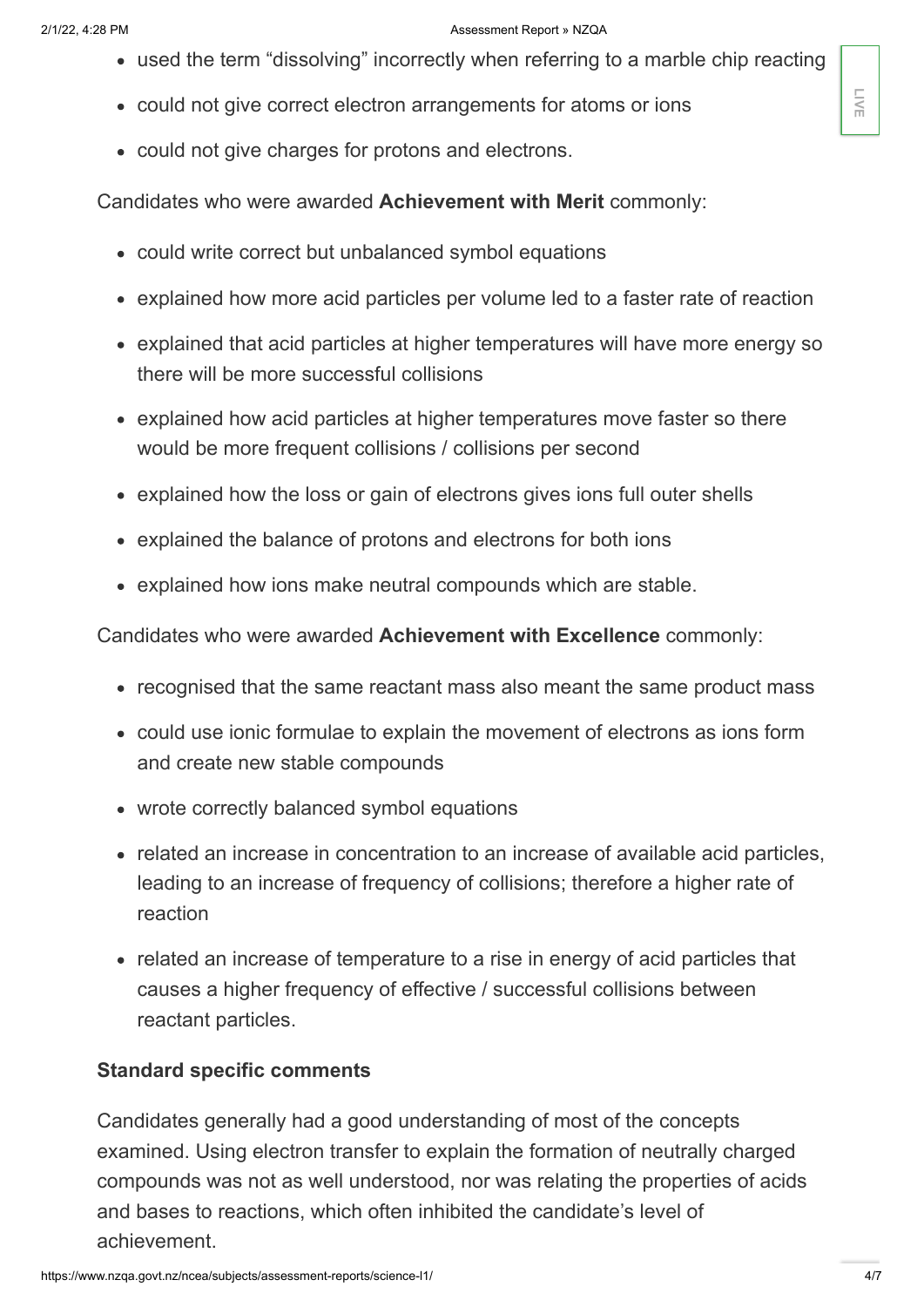- used the term “dissolving” incorrectly when referring to a marble chip reacting
- could not give correct electron arrangements for atoms or ions
- could not give charges for protons and electrons.

Candidates who were awarded **Achievement with Merit** commonly:

- could write correct but unbalanced symbol equations
- explained how more acid particles per volume led to a faster rate of reaction
- explained that acid particles at higher temperatures will have more energy so there will be more successful collisions
- explained how acid particles at higher temperatures move faster so there would be more frequent collisions / collisions per second
- explained how the loss or gain of electrons gives ions full outer shells
- explained the balance of protons and electrons for both ions
- explained how ions make neutral compounds which are stable.

Candidates who were awarded **Achievement with Excellence** commonly:

- recognised that the same reactant mass also meant the same product mass
- could use ionic formulae to explain the movement of electrons as ions form and create new stable compounds
- wrote correctly balanced symbol equations
- related an increase in concentration to an increase of available acid particles, leading to an increase of frequency of collisions; therefore a higher rate of reaction
- related an increase of temperature to a rise in energy of acid particles that causes a higher frequency of effective / successful collisions between reactant particles.

### Standard specific comments

Candidates generally had a good understanding of most of the concepts examined. Using electron transfer to explain the formation of neutrally charged compounds was not as well understood, nor was relating the properties of acids and bases to reactions, which often inhibited the candidate’s level of achievement.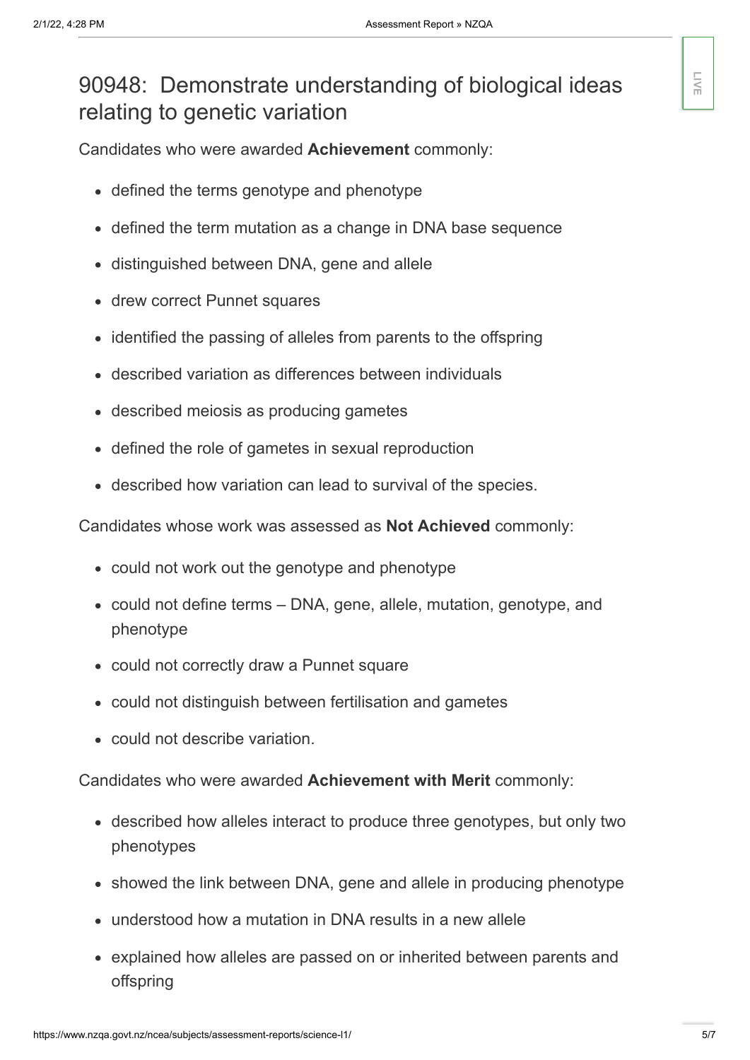## 90948: Demonstrate understanding of biological ideas relating to genetic variation

Candidates who were awarded **Achievement** commonly:

- defined the terms genotype and phenotype
- defined the term mutation as a change in DNA base sequence
- distinguished between DNA, gene and allele
- drew correct Punnet squares
- identified the passing of alleles from parents to the offspring
- described variation as differences between individuals
- described meiosis as producing gametes
- defined the role of gametes in sexual reproduction
- described how variation can lead to survival of the species.

Candidates whose work was assessed as **Not Achieved** commonly:

- could not work out the genotype and phenotype
- could not define terms – DNA, gene, allele, mutation, genotype, and phenotype
- could not correctly draw a Punnet square
- could not distinguish between fertilisation and gametes
- could not describe variation.

Candidates who were awarded **Achievement with Merit** commonly:

- described how alleles interact to produce three genotypes, but only two phenotypes
- showed the link between DNA, gene and allele in producing phenotype
- understood how a mutation in DNA results in a new allele
- explained how alleles are passed on or inherited between parents and offspring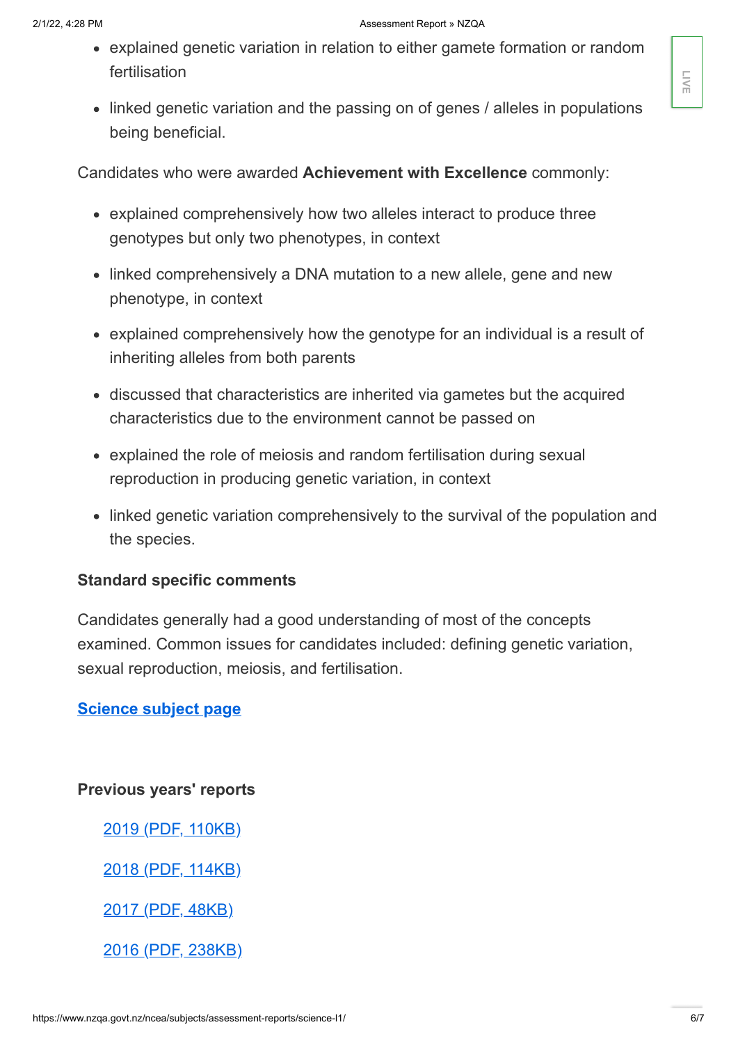- explained genetic variation in relation to either gamete formation or random fertilisation
- linked genetic variation and the passing on of genes / alleles in populations being beneficial.

Candidates who were awarded **Achievement with Excellence** commonly:

- explained comprehensively how two alleles interact to produce three genotypes but only two phenotypes, in context
- linked comprehensively a DNA mutation to a new allele, gene and new phenotype, in context
- explained comprehensively how the genotype for an individual is a result of inheriting alleles from both parents
- discussed that characteristics are inherited via gametes but the acquired characteristics due to the environment cannot be passed on
- explained the role of meiosis and random fertilisation during sexual reproduction in producing genetic variation, in context
- linked genetic variation comprehensively to the survival of the population and the species.

### Standard specific comments

Candidates generally had a good understanding of most of the concepts examined. Common issues for candidates included: defining genetic variation, sexual reproduction, meiosis, and fertilisation.

**Science subject page**

### Previous years' reports

2019 (PDF, 110KB)

2018 (PDF, 114KB)

2017 (PDF, 48KB)

2016 (PDF, 238KB)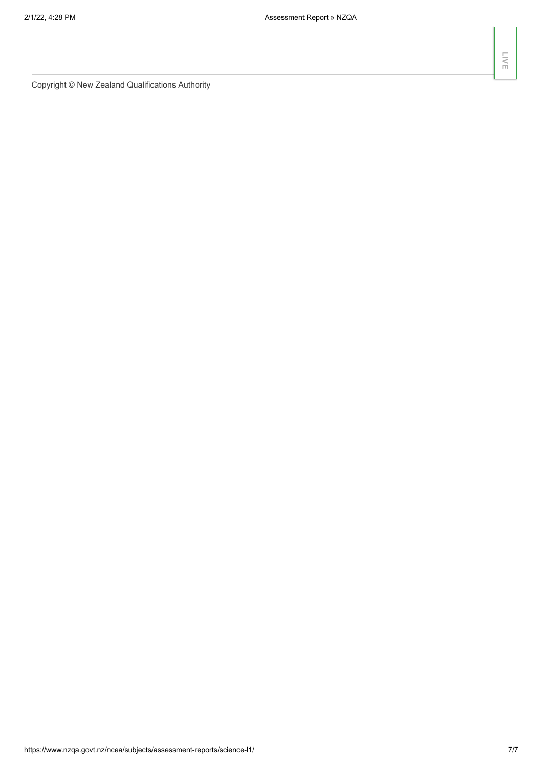Copyright © New Zealand Qualifications Authority